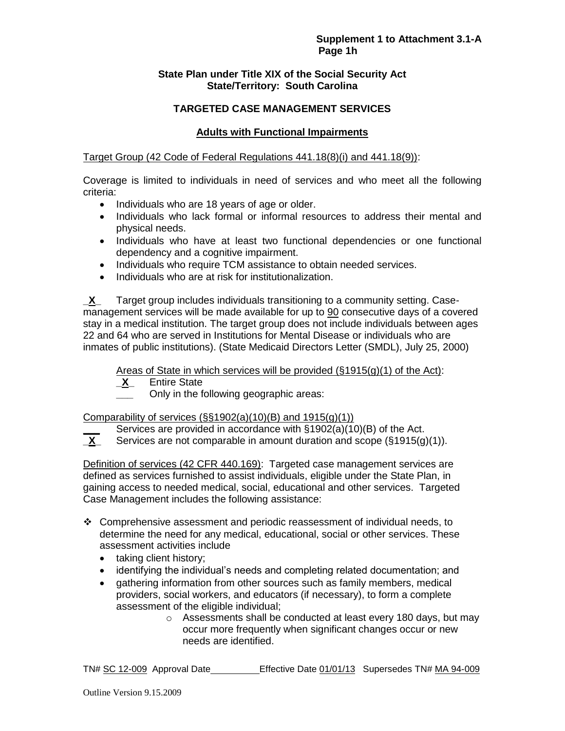Supplement 1 to Attachment 3.1-A
Page 1h

**State Plan under Title XIX of the Social Security Act**
**State/Territory: South Carolina**

**TARGETED CASE MANAGEMENT SERVICES**

**Adults with Functional Impairments**

Target Group (42 Code of Federal Regulations 441.18(8)(i) and 441.18(9)):

Coverage is limited to individuals in need of services and who meet all the following criteria:

- Individuals who are 18 years of age or older.
- Individuals who lack formal or informal resources to address their mental and physical needs.
- Individuals who have at least two functional dependencies or one functional dependency and a cognitive impairment.
- Individuals who require TCM assistance to obtain needed services.
- Individuals who are at risk for institutionalization.

\_**X**\_ Target group includes individuals transitioning to a community setting. Case-management services will be made available for up to 90 consecutive days of a covered stay in a medical institution. The target group does not include individuals between ages 22 and 64 who are served in Institutions for Mental Disease or individuals who are inmates of public institutions). (State Medicaid Directors Letter (SMDL), July 25, 2000)

Areas of State in which services will be provided (§1915(g)(1) of the Act):

\_**X**\_ Entire State
\_\_\_ Only in the following geographic areas:

Comparability of services (§§1902(a)(10)(B) and 1915(g)(1))

\_\_\_ Services are provided in accordance with §1902(a)(10)(B) of the Act.
\_**X**\_ Services are not comparable in amount duration and scope (§1915(g)(1)).

Definition of services (42 CFR 440.169): Targeted case management services are defined as services furnished to assist individuals, eligible under the State Plan, in gaining access to needed medical, social, educational and other services. Targeted Case Management includes the following assistance:

- Comprehensive assessment and periodic reassessment of individual needs, to determine the need for any medical, educational, social or other services. These assessment activities include
  - taking client history;
  - identifying the individual's needs and completing related documentation; and
  - gathering information from other sources such as family members, medical providers, social workers, and educators (if necessary), to form a complete assessment of the eligible individual;
    - Assessments shall be conducted at least every 180 days, but may occur more frequently when significant changes occur or new needs are identified.

TN# SC 12-009 Approval Date \_\_\_\_\_\_\_\_\_ Effective Date 01/01/13 Supersedes TN# MA 94-009

Outline Version 9.15.2009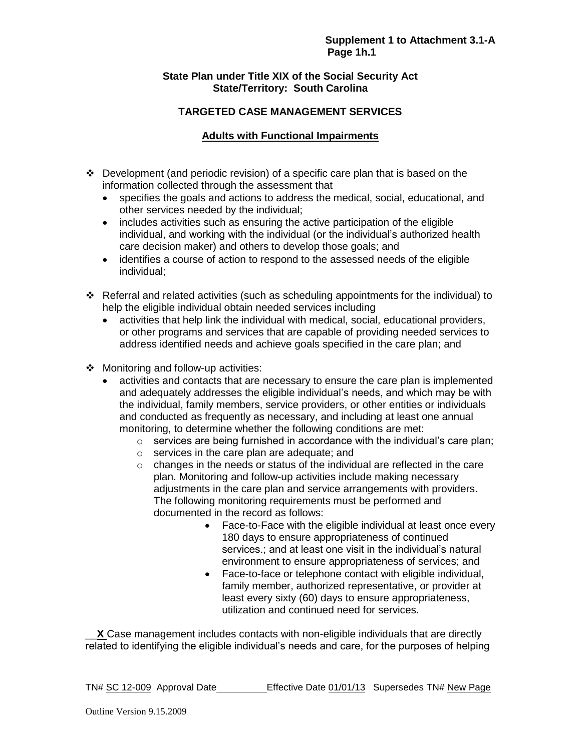**State Plan under Title XIX of the Social Security Act**
**State/Territory: South Carolina**

## TARGETED CASE MANAGEMENT SERVICES

### Adults with Functional Impairments

- Development (and periodic revision) of a specific care plan that is based on the information collected through the assessment that
  - specifies the goals and actions to address the medical, social, educational, and other services needed by the individual;
  - includes activities such as ensuring the active participation of the eligible individual, and working with the individual (or the individual's authorized health care decision maker) and others to develop those goals; and
  - identifies a course of action to respond to the assessed needs of the eligible individual;
- Referral and related activities (such as scheduling appointments for the individual) to help the eligible individual obtain needed services including
  - activities that help link the individual with medical, social, educational providers, or other programs and services that are capable of providing needed services to address identified needs and achieve goals specified in the care plan; and
- Monitoring and follow-up activities:
  - activities and contacts that are necessary to ensure the care plan is implemented and adequately addresses the eligible individual's needs, and which may be with the individual, family members, service providers, or other entities or individuals and conducted as frequently as necessary, and including at least one annual monitoring, to determine whether the following conditions are met:
    - services are being furnished in accordance with the individual's care plan;
    - services in the care plan are adequate; and
    - changes in the needs or status of the individual are reflected in the care plan. Monitoring and follow-up activities include making necessary adjustments in the care plan and service arrangements with providers. The following monitoring requirements must be performed and documented in the record as follows:
      - Face-to-Face with the eligible individual at least once every 180 days to ensure appropriateness of continued services.; and at least one visit in the individual's natural environment to ensure appropriateness of services; and
      - Face-to-face or telephone contact with eligible individual, family member, authorized representative, or provider at least every sixty (60) days to ensure appropriateness, utilization and continued need for services.

\_\_**X** Case management includes contacts with non-eligible individuals that are directly related to identifying the eligible individual's needs and care, for the purposes of helping

TN# SC 12-009 Approval Date\_\_\_\_\_\_\_\_\_ Effective Date 01/01/13 Supersedes TN# New Page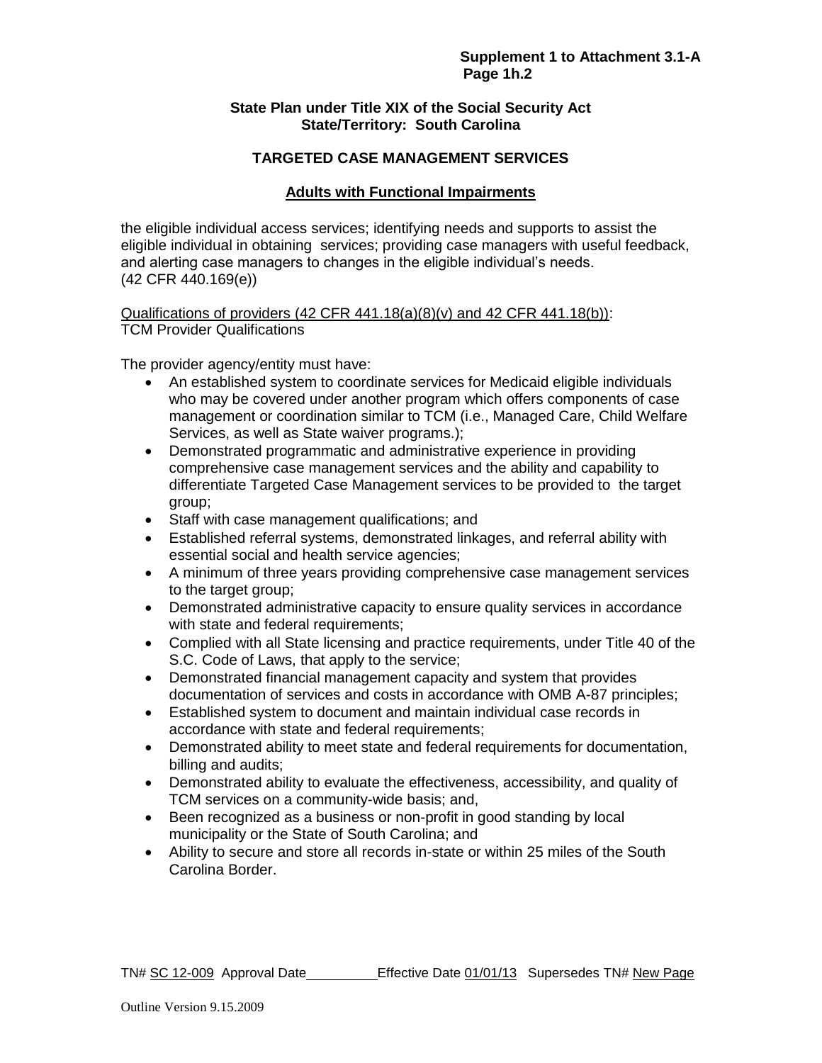**State Plan under Title XIX of the Social Security Act**
**State/Territory: South Carolina**

## TARGETED CASE MANAGEMENT SERVICES

### Adults with Functional Impairments

the eligible individual access services; identifying needs and supports to assist the eligible individual in obtaining services; providing case managers with useful feedback, and alerting case managers to changes in the eligible individual's needs.
(42 CFR 440.169(e))

Qualifications of providers (42 CFR 441.18(a)(8)(v) and 42 CFR 441.18(b)):
TCM Provider Qualifications

The provider agency/entity must have:

- An established system to coordinate services for Medicaid eligible individuals who may be covered under another program which offers components of case management or coordination similar to TCM (i.e., Managed Care, Child Welfare Services, as well as State waiver programs.);
- Demonstrated programmatic and administrative experience in providing comprehensive case management services and the ability and capability to differentiate Targeted Case Management services to be provided to the target group;
- Staff with case management qualifications; and
- Established referral systems, demonstrated linkages, and referral ability with essential social and health service agencies;
- A minimum of three years providing comprehensive case management services to the target group;
- Demonstrated administrative capacity to ensure quality services in accordance with state and federal requirements;
- Complied with all State licensing and practice requirements, under Title 40 of the S.C. Code of Laws, that apply to the service;
- Demonstrated financial management capacity and system that provides documentation of services and costs in accordance with OMB A-87 principles;
- Established system to document and maintain individual case records in accordance with state and federal requirements;
- Demonstrated ability to meet state and federal requirements for documentation, billing and audits;
- Demonstrated ability to evaluate the effectiveness, accessibility, and quality of TCM services on a community-wide basis; and,
- Been recognized as a business or non-profit in good standing by local municipality or the State of South Carolina; and
- Ability to secure and store all records in-state or within 25 miles of the South Carolina Border.

TN# SC 12-009 Approval Date\_\_\_\_\_\_\_\_\_ Effective Date 01/01/13 Supersedes TN# New Page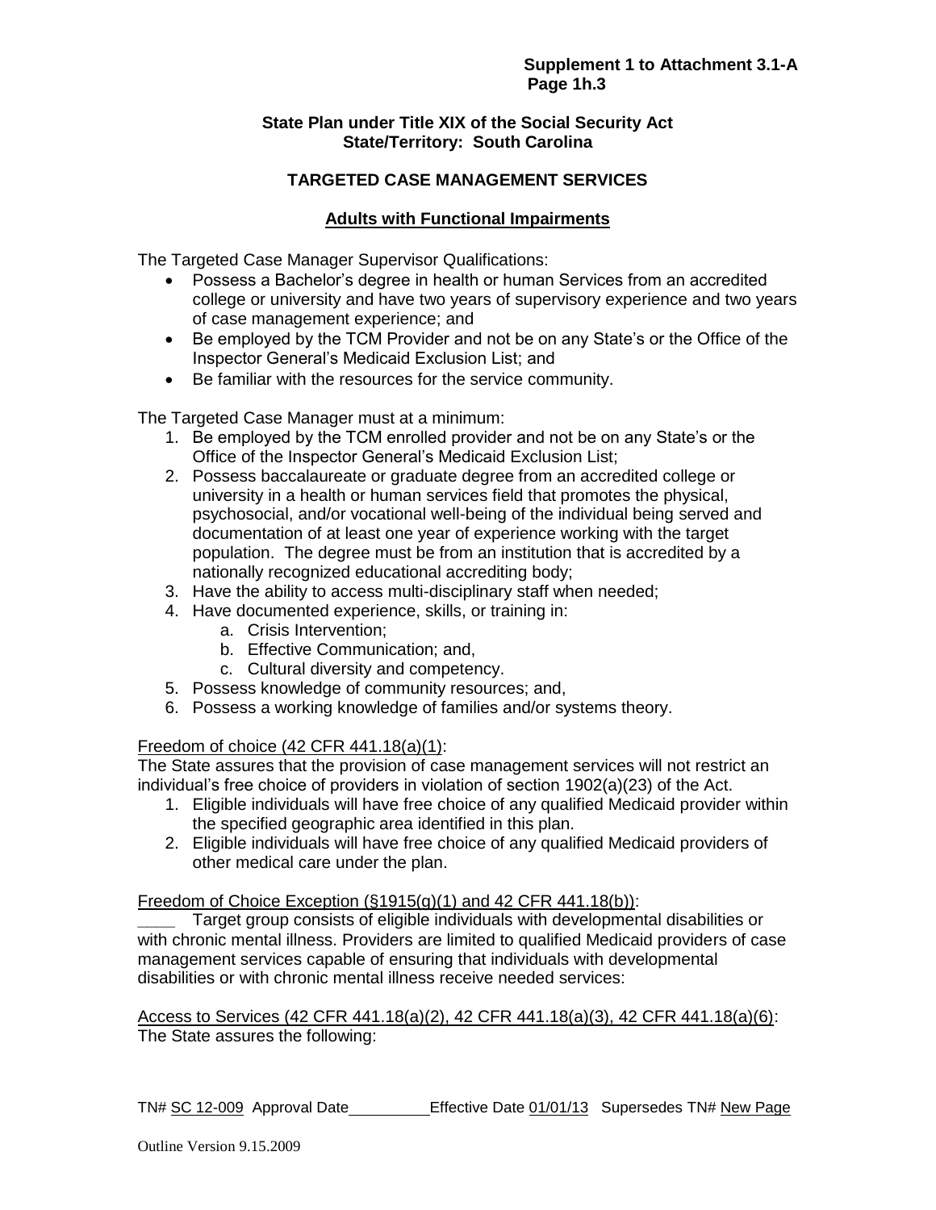**State Plan under Title XIX of the Social Security Act**
**State/Territory: South Carolina**

## TARGETED CASE MANAGEMENT SERVICES

### Adults with Functional Impairments

The Targeted Case Manager Supervisor Qualifications:

- Possess a Bachelor's degree in health or human Services from an accredited college or university and have two years of supervisory experience and two years of case management experience; and
- Be employed by the TCM Provider and not be on any State's or the Office of the Inspector General's Medicaid Exclusion List; and
- Be familiar with the resources for the service community.

The Targeted Case Manager must at a minimum:

1. Be employed by the TCM enrolled provider and not be on any State's or the Office of the Inspector General's Medicaid Exclusion List;
2. Possess baccalaureate or graduate degree from an accredited college or university in a health or human services field that promotes the physical, psychosocial, and/or vocational well-being of the individual being served and documentation of at least one year of experience working with the target population. The degree must be from an institution that is accredited by a nationally recognized educational accrediting body;
3. Have the ability to access multi-disciplinary staff when needed;
4. Have documented experience, skills, or training in:
    a. Crisis Intervention;
    b. Effective Communication; and,
    c. Cultural diversity and competency.
5. Possess knowledge of community resources; and,
6. Possess a working knowledge of families and/or systems theory.

Freedom of choice (42 CFR 441.18(a)(1):
The State assures that the provision of case management services will not restrict an individual's free choice of providers in violation of section 1902(a)(23) of the Act.

1. Eligible individuals will have free choice of any qualified Medicaid provider within the specified geographic area identified in this plan.
2. Eligible individuals will have free choice of any qualified Medicaid providers of other medical care under the plan.

Freedom of Choice Exception (§1915(g)(1) and 42 CFR 441.18(b)):
____ Target group consists of eligible individuals with developmental disabilities or with chronic mental illness. Providers are limited to qualified Medicaid providers of case management services capable of ensuring that individuals with developmental disabilities or with chronic mental illness receive needed services:

Access to Services (42 CFR 441.18(a)(2), 42 CFR 441.18(a)(3), 42 CFR 441.18(a)(6):
The State assures the following:

TN# SC 12-009 Approval Date__________ Effective Date 01/01/13 Supersedes TN# New Page

Outline Version 9.15.2009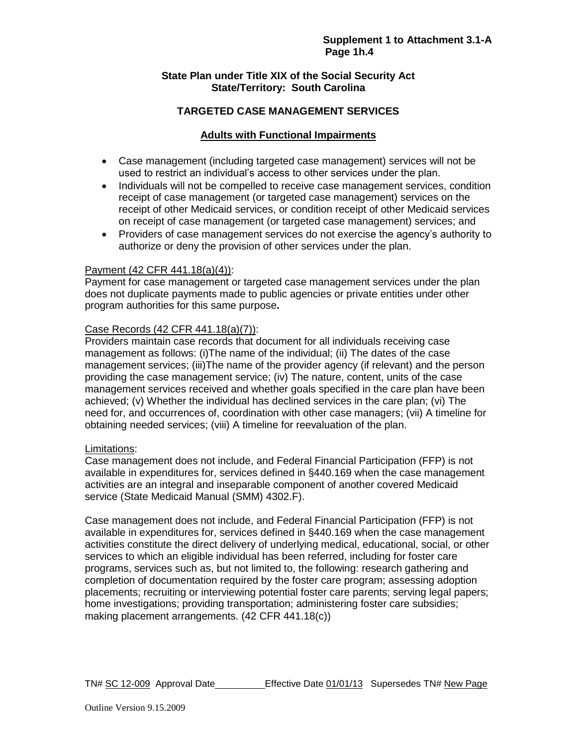**State Plan under Title XIX of the Social Security Act**
**State/Territory: South Carolina**

## TARGETED CASE MANAGEMENT SERVICES

### Adults with Functional Impairments

- Case management (including targeted case management) services will not be used to restrict an individual's access to other services under the plan.
- Individuals will not be compelled to receive case management services, condition receipt of case management (or targeted case management) services on the receipt of other Medicaid services, or condition receipt of other Medicaid services on receipt of case management (or targeted case management) services; and
- Providers of case management services do not exercise the agency's authority to authorize or deny the provision of other services under the plan.

Payment (42 CFR 441.18(a)(4)):
Payment for case management or targeted case management services under the plan does not duplicate payments made to public agencies or private entities under other program authorities for this same purpose**.**

Case Records (42 CFR 441.18(a)(7)):
Providers maintain case records that document for all individuals receiving case management as follows: (i)The name of the individual; (ii) The dates of the case management services; (iii)The name of the provider agency (if relevant) and the person providing the case management service; (iv) The nature, content, units of the case management services received and whether goals specified in the care plan have been achieved; (v) Whether the individual has declined services in the care plan; (vi) The need for, and occurrences of, coordination with other case managers; (vii) A timeline for obtaining needed services; (viii) A timeline for reevaluation of the plan.

Limitations:
Case management does not include, and Federal Financial Participation (FFP) is not available in expenditures for, services defined in §440.169 when the case management activities are an integral and inseparable component of another covered Medicaid service (State Medicaid Manual (SMM) 4302.F).

Case management does not include, and Federal Financial Participation (FFP) is not available in expenditures for, services defined in §440.169 when the case management activities constitute the direct delivery of underlying medical, educational, social, or other services to which an eligible individual has been referred, including for foster care programs, services such as, but not limited to, the following: research gathering and completion of documentation required by the foster care program; assessing adoption placements; recruiting or interviewing potential foster care parents; serving legal papers; home investigations; providing transportation; administering foster care subsidies; making placement arrangements. (42 CFR 441.18(c))

TN# SC 12-009 Approval Date \_\_\_\_\_\_\_\_\_ Effective Date 01/01/13 Supersedes TN# New Page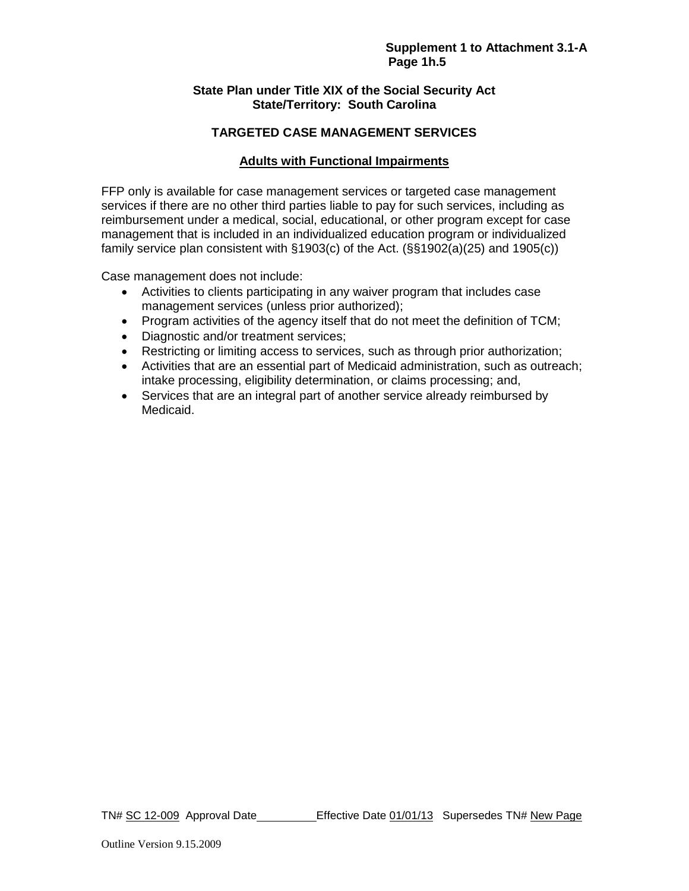**State Plan under Title XIX of the Social Security Act**
**State/Territory: South Carolina**

## TARGETED CASE MANAGEMENT SERVICES

### Adults with Functional Impairments

FFP only is available for case management services or targeted case management services if there are no other third parties liable to pay for such services, including as reimbursement under a medical, social, educational, or other program except for case management that is included in an individualized education program or individualized family service plan consistent with §1903(c) of the Act. (§§1902(a)(25) and 1905(c))

Case management does not include:

- Activities to clients participating in any waiver program that includes case management services (unless prior authorized);
- Program activities of the agency itself that do not meet the definition of TCM;
- Diagnostic and/or treatment services;
- Restricting or limiting access to services, such as through prior authorization;
- Activities that are an essential part of Medicaid administration, such as outreach; intake processing, eligibility determination, or claims processing; and,
- Services that are an integral part of another service already reimbursed by Medicaid.

TN# SC 12-009 Approval Date \_\_\_\_\_\_\_\_\_ Effective Date 01/01/13 Supersedes TN# New Page